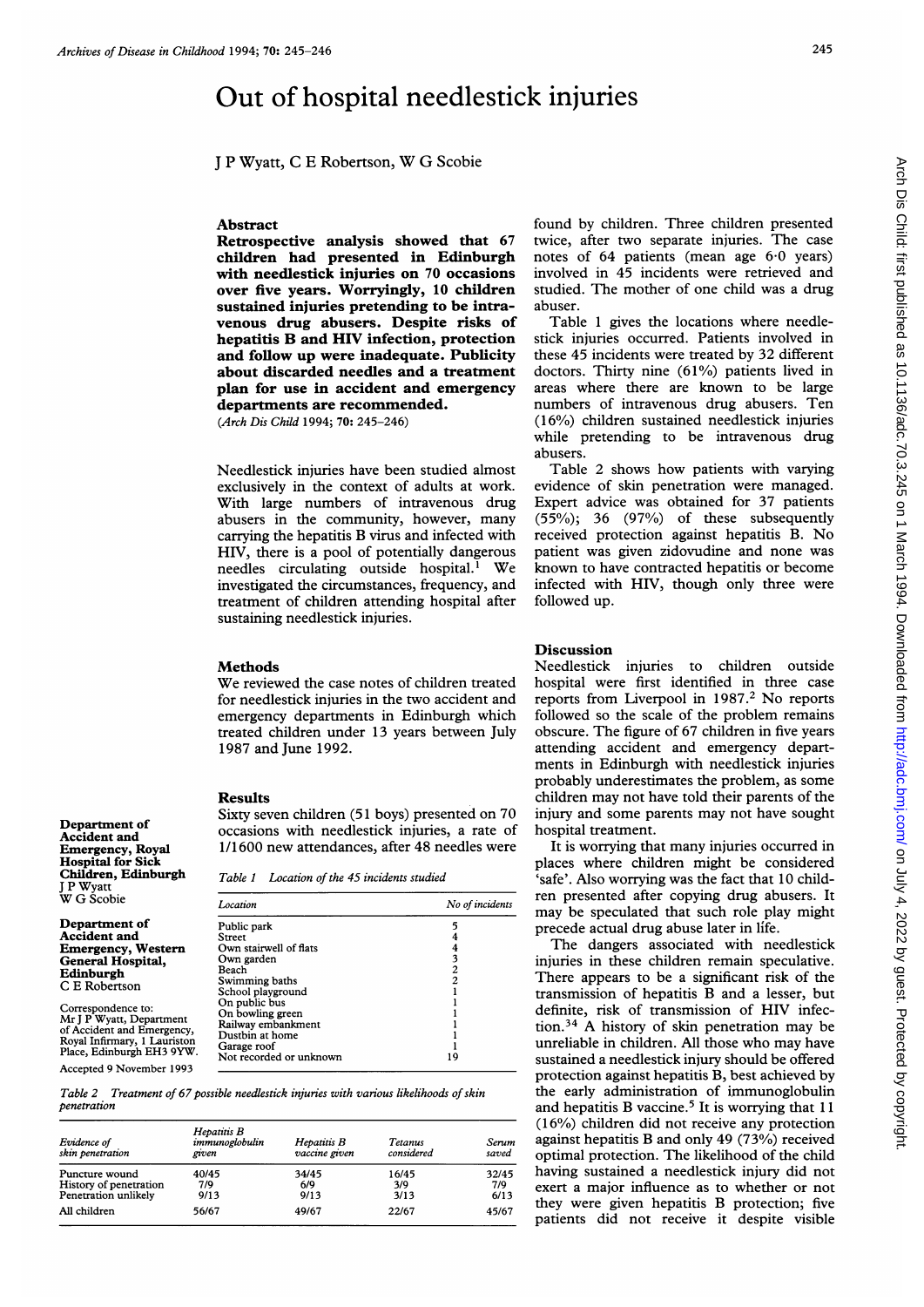# Out of hospital needlestick injuries

J P Wyatt, C E Robertson, W G Scobie

## Abstract

**Retrospective analysis showed that 67 children had presented in Edinburgh with needlestick injuries on 70 occasions over five years. Worryingly, 10 children sustained injuries pretending to be intravenous drug abusers. Despite risks of hepatitis B and HIV infection, protection and follow up were inadequate. Publicity about discarded needles and a treatment plan for use in accident and emergency departments are recommended.**

(*Arch Dis Child* 1994; **70:** 245–246)

Needlestick injuries have been studied almost exclusively in the context of adults at work. With large numbers of intravenous drug abusers in the community, however, many carrying the hepatitis B virus and infected with HIV, there is a pool of potentially dangerous needles circulating outside hospital.[1] We investigated the circumstances, frequency, and treatment of children attending hospital after sustaining needlestick injuries.

## Methods

We reviewed the case notes of children treated for needlestick injuries in the two accident and emergency departments in Edinburgh which treated children under 13 years between July 1987 and June 1992.

## Results

Sixty seven children (51 boys) presented on 70 occasions with needlestick injuries, a rate of 1/1600 new attendances, after 48 needles were found by children. Three children presented twice, after two separate injuries. The case notes of 64 patients (mean age 6·0 years) involved in 45 incidents were retrieved and studied. The mother of one child was a drug abuser.

Table 1 gives the locations where needlestick injuries occurred. Patients involved in these 45 incidents were treated by 32 different doctors. Thirty nine (61%) patients lived in areas where there are known to be large numbers of intravenous drug abusers. Ten (16%) children sustained needlestick injuries while pretending to be intravenous drug abusers.

Table 2 shows how patients with varying evidence of skin penetration were managed. Expert advice was obtained for 37 patients (55%); 36 (97%) of these subsequently received protection against hepatitis B. No patient was given zidovudine and none was known to have contracted hepatitis or become infected with HIV, though only three were followed up.

*Table 1 Location of the 45 incidents studied*

| Location | No of incidents |
|---|---|
| Public park | 5 |
| Street | 4 |
| Own stairwell of flats | 4 |
| Own garden | 3 |
| Beach | 2 |
| Swimming baths | 2 |
| School playground | 1 |
| On public bus | 1 |
| On bowling green | 1 |
| Railway embankment | 1 |
| Dustbin at home | 1 |
| Garage roof | 1 |
| Not recorded or unknown | 19 |

*Table 2 Treatment of 67 possible needlestick injuries with various likelihoods of skin penetration*

| Evidence of skin penetration | Hepatitis B immunoglobulin given | Hepatitis B vaccine given | Tetanus considered | Serum saved |
|---|---|---|---|---|
| Puncture wound | 40/45 | 34/45 | 16/45 | 32/45 |
| History of penetration | 7/9 | 6/9 | 3/9 | 7/9 |
| Penetration unlikely | 9/13 | 9/13 | 3/13 | 6/13 |
| All children | 56/67 | 49/67 | 22/67 | 45/67 |

## Discussion

Needlestick injuries to children outside hospital were first identified in three case reports from Liverpool in 1987.[2] No reports followed so the scale of the problem remains obscure. The figure of 67 children in five years attending accident and emergency departments in Edinburgh with needlestick injuries probably underestimates the problem, as some children may not have told their parents of the injury and some parents may not have sought hospital treatment.

It is worrying that many injuries occurred in places where children might be considered 'safe'. Also worrying was the fact that 10 children presented after copying drug abusers. It may be speculated that such role play might precede actual drug abuse later in life.

The dangers associated with needlestick injuries in these children remain speculative. There appears to be a significant risk of the transmission of hepatitis B and a lesser, but definite, risk of transmission of HIV infection.[3,4] A history of skin penetration may be unreliable in children. All those who may have sustained a needlestick injury should be offered protection against hepatitis B, best achieved by the early administration of immunoglobulin and hepatitis B vaccine.[5] It is worrying that 11 (16%) children did not receive any protection against hepatitis B and only 49 (73%) received optimal protection. The likelihood of the child having sustained a needlestick injury did not exert a major influence as to whether or not they were given hepatitis B protection; five patients did not receive it despite visible

Department of Accident and Emergency, Royal Hospital for Sick Children, Edinburgh
J P Wyatt
W G Scobie

Department of Accident and Emergency, Western General Hospital, Edinburgh
C E Robertson

Correspondence to: Mr J P Wyatt, Department of Accident and Emergency, Royal Infirmary, 1 Lauriston Place, Edinburgh EH3 9YW.

Accepted 9 November 1993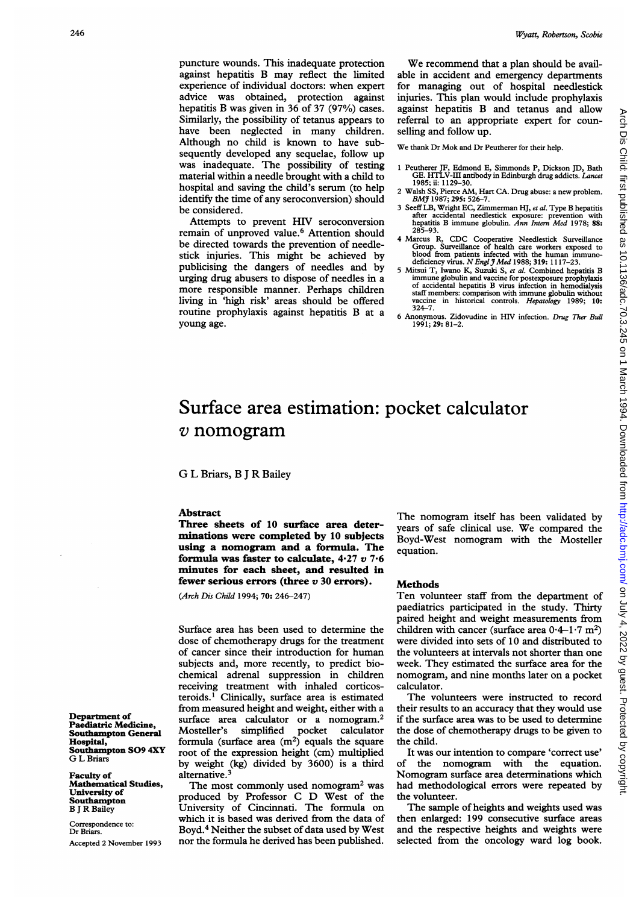puncture wounds. This inadequate protection against hepatitis B may reflect the limited experience of individual doctors: when expert advice was obtained, protection against hepatitis B was given in 36 of 37 (97%) cases. Similarly, the possibility of tetanus appears to have been neglected in many children. Although no child is known to have subsequently developed any sequelae, follow up was inadequate. The possibility of testing material within a needle brought with a child to hospital and saving the child's serum (to help identify the time of any seroconversion) should be considered.

Attempts to prevent HIV seroconversion remain of unproved value.[6] Attention should be directed towards the prevention of needlestick injuries. This might be achieved by publicising the dangers of needles and by urging drug abusers to dispose of needles in a more responsible manner. Perhaps children living in 'high risk' areas should be offered routine prophylaxis against hepatitis B at a young age.

We recommend that a plan should be available in accident and emergency departments for managing out of hospital needlestick injuries. This plan would include prophylaxis against hepatitis B and tetanus and allow referral to an appropriate expert for counselling and follow up.

We thank Dr Mok and Dr Peutherer for their help.

1 Peutherer JF, Edmond E, Simmonds P, Dickson JD, Bath GE. HTLV-III antibody in Edinburgh drug addicts. *Lancet* 1985; ii: 1129–30.
2 Walsh SS, Pierce AM, Hart CA. Drug abuse: a new problem. *BMJ* 1987; **295:** 526–7.
3 Seeff LB, Wright EC, Zimmerman HJ, *et al*. Type B hepatitis after accidental needlestick exposure: prevention with hepatitis B immune globulin. *Ann Intern Med* 1978; **88:** 285–93.
4 Marcus R, CDC Cooperative Needlestick Surveillance Group. Surveillance of health care workers exposed to blood from patients infected with the human immunodeficiency virus. *N Engl J Med* 1988; **319:** 1117–23.
5 Mitsui T, Iwano K, Suzuki S, *et al*. Combined hepatitis B immune globulin and vaccine for postexposure prophylaxis of accidental hepatitis B virus infection in hemodialysis staff members: comparison with immune globulin without vaccine in historical controls. *Hepatology* 1989; **10:** 324–7.
6 Anonymous. Zidovudine in HIV infection. *Drug Ther Bull* 1991; **29:** 81–2.

# Surface area estimation: pocket calculator *v* nomogram

G L Briars, B J R Bailey

## Abstract

**Three sheets of 10 surface area determinations were completed by 10 subjects using a nomogram and a formula. The formula was faster to calculate, 4·27 *v* 7·6 minutes for each sheet, and resulted in fewer serious errors (three *v* 30 errors).**

(*Arch Dis Child* 1994; **70:** 246–247)

Surface area has been used to determine the dose of chemotherapy drugs for the treatment of cancer since their introduction for human subjects and, more recently, to predict biochemical adrenal suppression in children receiving treatment with inhaled corticosteroids.[1] Clinically, surface area is estimated from measured height and weight, either with a surface area calculator or a nomogram.[2] Mosteller's simplified pocket calculator formula (surface area ($m^2$) equals the square root of the expression height (cm) multiplied by weight (kg) divided by 3600) is a third alternative.[3]

The most commonly used nomogram[2] was produced by Professor C D West of the University of Cincinnati. The formula on which it is based was derived from the data of Boyd.[4] Neither the subset of data used by West nor the formula he derived has been published. The nomogram itself has been validated by years of safe clinical use. We compared the Boyd-West nomogram with the Mosteller equation.

## Methods

Ten volunteer staff from the department of paediatrics participated in the study. Thirty paired height and weight measurements from children with cancer (surface area 0·4–1·7 $m^2$) were divided into sets of 10 and distributed to the volunteers at intervals not shorter than one week. They estimated the surface area for the nomogram, and nine months later on a pocket calculator.

The volunteers were instructed to record their results to an accuracy that they would use if the surface area was to be used to determine the dose of chemotherapy drugs to be given to the child.

It was our intention to compare 'correct use' of the nomogram with the equation. Nomogram surface area determinations which had methodological errors were repeated by the volunteer.

The sample of heights and weights used was then enlarged: 199 consecutive surface areas and the respective heights and weights were selected from the oncology ward log book.

Department of Paediatric Medicine, Southampton General Hospital, Southampton SO9 4XY
G L Briars

Faculty of Mathematical Studies, University of Southampton
B J R Bailey

Correspondence to: Dr Briars.

Accepted 2 November 1993